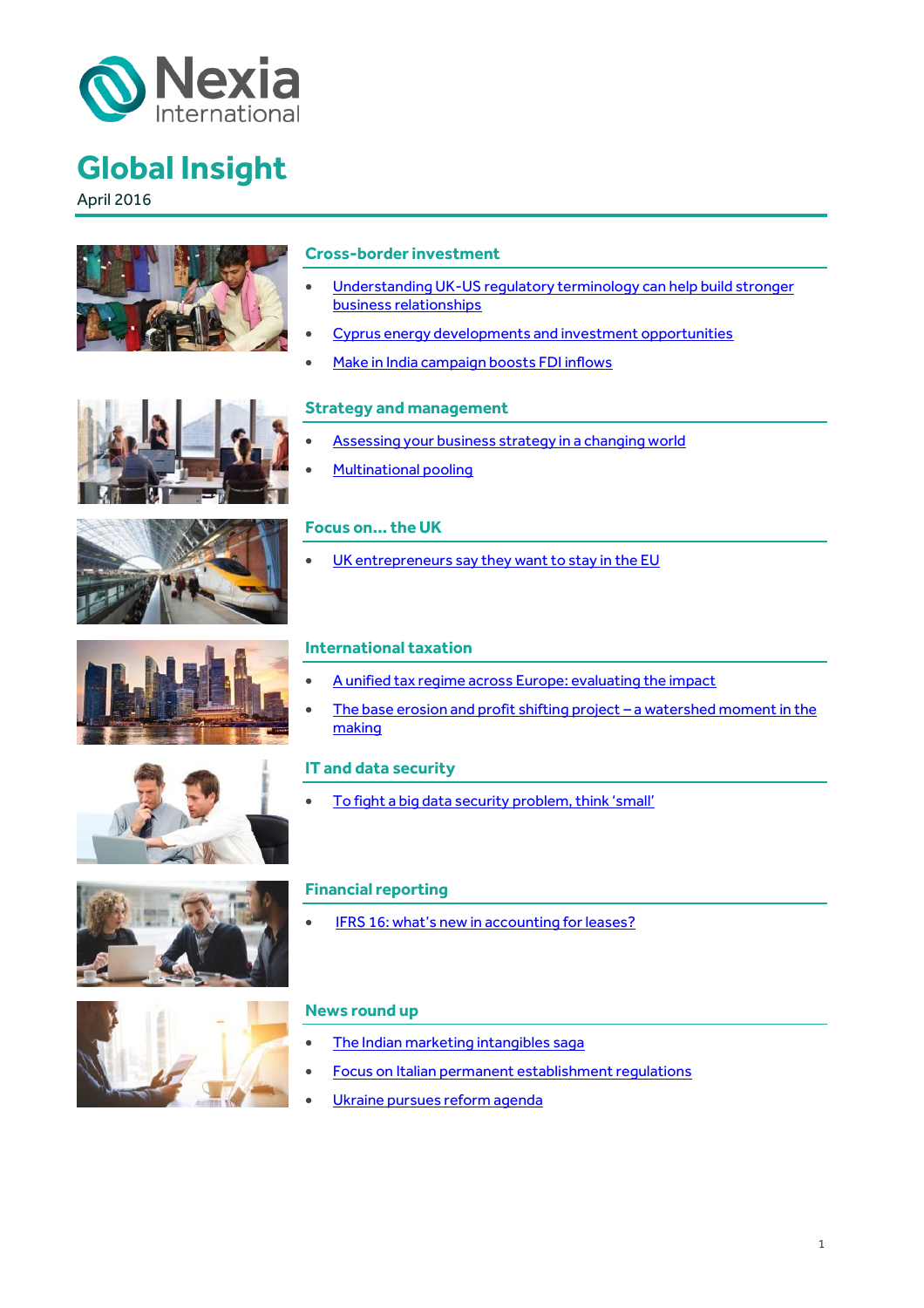Nexia International

# Global Insight

April 2016

## Cross-border investment

- Understanding UK-US regulatory terminology can help build stronger business relationships
- Cyprus energy developments and investment opportunities
- Make in India campaign boosts FDI inflows

## Strategy and management

- Assessing your business strategy in a changing world
- Multinational pooling

## Focus on… the UK

- UK entrepreneurs say they want to stay in the EU

## International taxation

- A unified tax regime across Europe: evaluating the impact
- The base erosion and profit shifting project – a watershed moment in the making

## IT and data security

- To fight a big data security problem, think 'small'

## Financial reporting

- IFRS 16: what's new in accounting for leases?

## News round up

- The Indian marketing intangibles saga
- Focus on Italian permanent establishment regulations
- Ukraine pursues reform agenda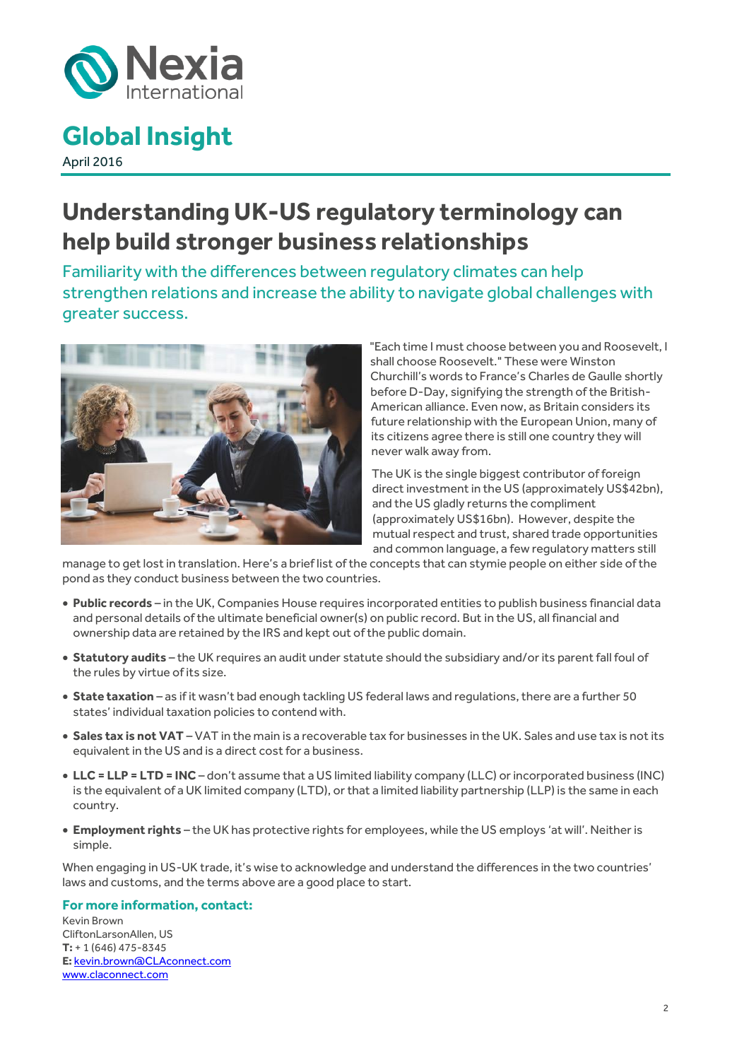# Global Insight

April 2016

## Understanding UK-US regulatory terminology can help build stronger business relationships

Familiarity with the differences between regulatory climates can help strengthen relations and increase the ability to navigate global challenges with greater success.

"Each time I must choose between you and Roosevelt, I shall choose Roosevelt." These were Winston Churchill's words to France's Charles de Gaulle shortly before D-Day, signifying the strength of the British-American alliance. Even now, as Britain considers its future relationship with the European Union, many of its citizens agree there is still one country they will never walk away from.

The UK is the single biggest contributor of foreign direct investment in the US (approximately US$42bn), and the US gladly returns the compliment (approximately US$16bn). However, despite the mutual respect and trust, shared trade opportunities and common language, a few regulatory matters still manage to get lost in translation. Here's a brief list of the concepts that can stymie people on either side of the pond as they conduct business between the two countries.

- **Public records** – in the UK, Companies House requires incorporated entities to publish business financial data and personal details of the ultimate beneficial owner(s) on public record. But in the US, all financial and ownership data are retained by the IRS and kept out of the public domain.
- **Statutory audits** – the UK requires an audit under statute should the subsidiary and/or its parent fall foul of the rules by virtue of its size.
- **State taxation** – as if it wasn't bad enough tackling US federal laws and regulations, there are a further 50 states' individual taxation policies to contend with.
- **Sales tax is not VAT** – VAT in the main is a recoverable tax for businesses in the UK. Sales and use tax is not its equivalent in the US and is a direct cost for a business.
- **LLC = LLP = LTD = INC** – don't assume that a US limited liability company (LLC) or incorporated business (INC) is the equivalent of a UK limited company (LTD), or that a limited liability partnership (LLP) is the same in each country.
- **Employment rights** – the UK has protective rights for employees, while the US employs 'at will'. Neither is simple.

When engaging in US-UK trade, it's wise to acknowledge and understand the differences in the two countries' laws and customs, and the terms above are a good place to start.

**For more information, contact:**

Kevin Brown
CliftonLarsonAllen, US
**T:** + 1 (646) 475-8345
**E:** kevin.brown@CLAconnect.com
www.claconnect.com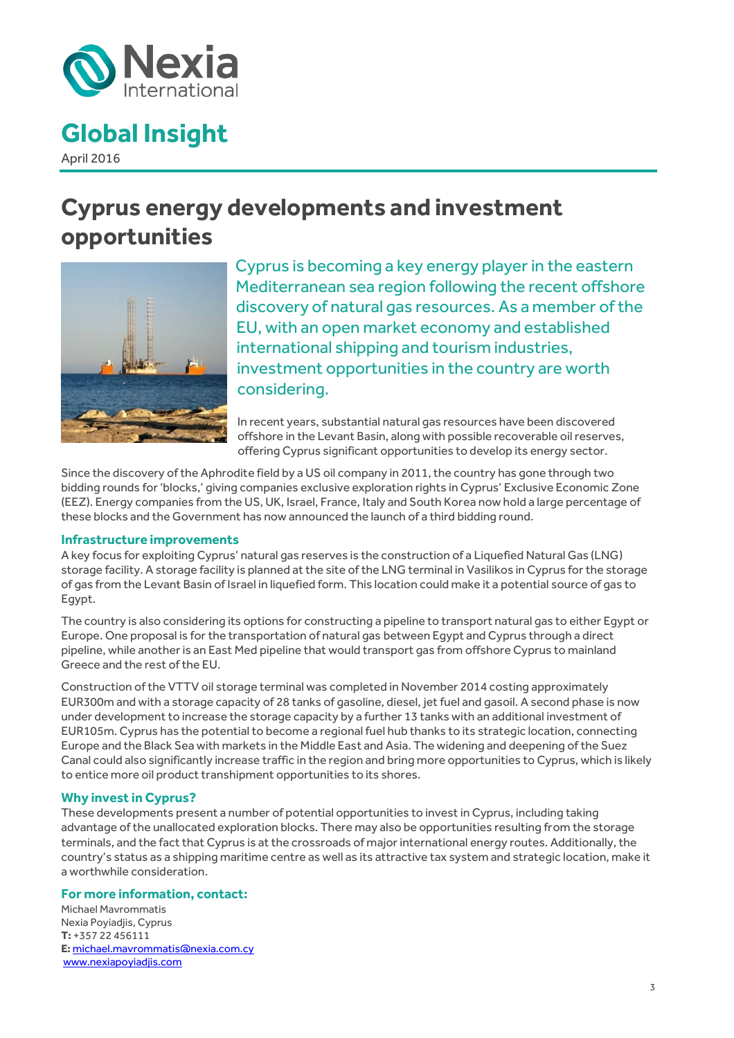# Global Insight

April 2016

## Cyprus energy developments and investment opportunities

Cyprus is becoming a key energy player in the eastern Mediterranean sea region following the recent offshore discovery of natural gas resources. As a member of the EU, with an open market economy and established international shipping and tourism industries, investment opportunities in the country are worth considering.

In recent years, substantial natural gas resources have been discovered offshore in the Levant Basin, along with possible recoverable oil reserves, offering Cyprus significant opportunities to develop its energy sector.

Since the discovery of the Aphrodite field by a US oil company in 2011, the country has gone through two bidding rounds for 'blocks,' giving companies exclusive exploration rights in Cyprus' Exclusive Economic Zone (EEZ). Energy companies from the US, UK, Israel, France, Italy and South Korea now hold a large percentage of these blocks and the Government has now announced the launch of a third bidding round.

### Infrastructure improvements

A key focus for exploiting Cyprus' natural gas reserves is the construction of a Liquefied Natural Gas (LNG) storage facility. A storage facility is planned at the site of the LNG terminal in Vasilikos in Cyprus for the storage of gas from the Levant Basin of Israel in liquefied form. This location could make it a potential source of gas to Egypt.

The country is also considering its options for constructing a pipeline to transport natural gas to either Egypt or Europe. One proposal is for the transportation of natural gas between Egypt and Cyprus through a direct pipeline, while another is an East Med pipeline that would transport gas from offshore Cyprus to mainland Greece and the rest of the EU.

Construction of the VTTV oil storage terminal was completed in November 2014 costing approximately EUR300m and with a storage capacity of 28 tanks of gasoline, diesel, jet fuel and gasoil. A second phase is now under development to increase the storage capacity by a further 13 tanks with an additional investment of EUR105m. Cyprus has the potential to become a regional fuel hub thanks to its strategic location, connecting Europe and the Black Sea with markets in the Middle East and Asia. The widening and deepening of the Suez Canal could also significantly increase traffic in the region and bring more opportunities to Cyprus, which is likely to entice more oil product transhipment opportunities to its shores.

### Why invest in Cyprus?

These developments present a number of potential opportunities to invest in Cyprus, including taking advantage of the unallocated exploration blocks. There may also be opportunities resulting from the storage terminals, and the fact that Cyprus is at the crossroads of major international energy routes. Additionally, the country's status as a shipping maritime centre as well as its attractive tax system and strategic location, make it a worthwhile consideration.

### For more information, contact:

Michael Mavrommatis
Nexia Poyiadjis, Cyprus
**T:** +357 22 456111
**E:** michael.mavrommatis@nexia.com.cy
www.nexiapoyiadjis.com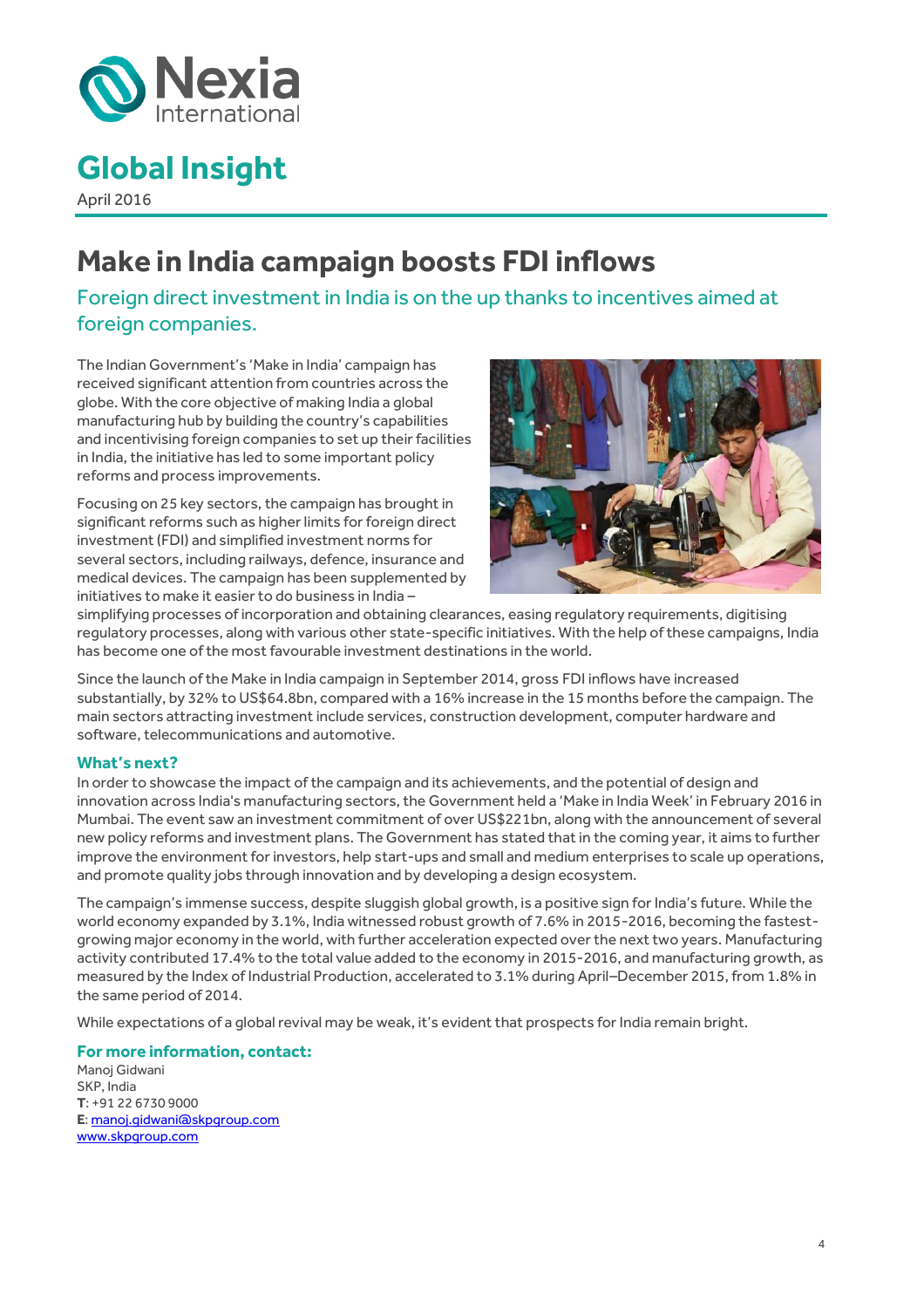# Global Insight

April 2016

## Make in India campaign boosts FDI inflows

### Foreign direct investment in India is on the up thanks to incentives aimed at foreign companies.

The Indian Government's 'Make in India' campaign has received significant attention from countries across the globe. With the core objective of making India a global manufacturing hub by building the country's capabilities and incentivising foreign companies to set up their facilities in India, the initiative has led to some important policy reforms and process improvements.

Focusing on 25 key sectors, the campaign has brought in significant reforms such as higher limits for foreign direct investment (FDI) and simplified investment norms for several sectors, including railways, defence, insurance and medical devices. The campaign has been supplemented by initiatives to make it easier to do business in India – simplifying processes of incorporation and obtaining clearances, easing regulatory requirements, digitising regulatory processes, along with various other state-specific initiatives. With the help of these campaigns, India has become one of the most favourable investment destinations in the world.

Since the launch of the Make in India campaign in September 2014, gross FDI inflows have increased substantially, by 32% to US$64.8bn, compared with a 16% increase in the 15 months before the campaign. The main sectors attracting investment include services, construction development, computer hardware and software, telecommunications and automotive.

#### What's next?

In order to showcase the impact of the campaign and its achievements, and the potential of design and innovation across India's manufacturing sectors, the Government held a 'Make in India Week' in February 2016 in Mumbai. The event saw an investment commitment of over US$221bn, along with the announcement of several new policy reforms and investment plans. The Government has stated that in the coming year, it aims to further improve the environment for investors, help start-ups and small and medium enterprises to scale up operations, and promote quality jobs through innovation and by developing a design ecosystem.

The campaign's immense success, despite sluggish global growth, is a positive sign for India's future. While the world economy expanded by 3.1%, India witnessed robust growth of 7.6% in 2015-2016, becoming the fastest-growing major economy in the world, with further acceleration expected over the next two years. Manufacturing activity contributed 17.4% to the total value added to the economy in 2015-2016, and manufacturing growth, as measured by the Index of Industrial Production, accelerated to 3.1% during April–December 2015, from 1.8% in the same period of 2014.

While expectations of a global revival may be weak, it's evident that prospects for India remain bright.

#### For more information, contact:

Manoj Gidwani
SKP, India
**T**: +91 22 6730 9000
**E**: manoj.gidwani@skpgroup.com
www.skpgroup.com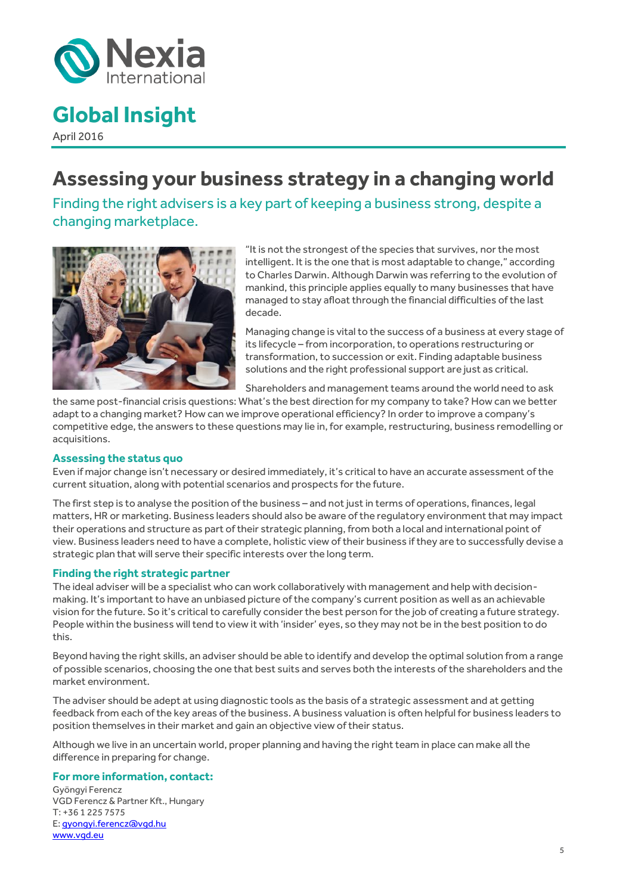# Global Insight

April 2016

## Assessing your business strategy in a changing world

Finding the right advisers is a key part of keeping a business strong, despite a changing marketplace.

"It is not the strongest of the species that survives, nor the most intelligent. It is the one that is most adaptable to change," according to Charles Darwin. Although Darwin was referring to the evolution of mankind, this principle applies equally to many businesses that have managed to stay afloat through the financial difficulties of the last decade.

Managing change is vital to the success of a business at every stage of its lifecycle – from incorporation, to operations restructuring or transformation, to succession or exit. Finding adaptable business solutions and the right professional support are just as critical.

Shareholders and management teams around the world need to ask the same post-financial crisis questions: What's the best direction for my company to take? How can we better adapt to a changing market? How can we improve operational efficiency? In order to improve a company's competitive edge, the answers to these questions may lie in, for example, restructuring, business remodelling or acquisitions.

### Assessing the status quo

Even if major change isn't necessary or desired immediately, it's critical to have an accurate assessment of the current situation, along with potential scenarios and prospects for the future.

The first step is to analyse the position of the business – and not just in terms of operations, finances, legal matters, HR or marketing. Business leaders should also be aware of the regulatory environment that may impact their operations and structure as part of their strategic planning, from both a local and international point of view. Business leaders need to have a complete, holistic view of their business if they are to successfully devise a strategic plan that will serve their specific interests over the long term.

### Finding the right strategic partner

The ideal adviser will be a specialist who can work collaboratively with management and help with decision-making. It's important to have an unbiased picture of the company's current position as well as an achievable vision for the future. So it's critical to carefully consider the best person for the job of creating a future strategy. People within the business will tend to view it with 'insider' eyes, so they may not be in the best position to do this.

Beyond having the right skills, an adviser should be able to identify and develop the optimal solution from a range of possible scenarios, choosing the one that best suits and serves both the interests of the shareholders and the market environment.

The adviser should be adept at using diagnostic tools as the basis of a strategic assessment and at getting feedback from each of the key areas of the business. A business valuation is often helpful for business leaders to position themselves in their market and gain an objective view of their status.

Although we live in an uncertain world, proper planning and having the right team in place can make all the difference in preparing for change.

### For more information, contact:

Gyöngyi Ferencz
VGD Ferencz & Partner Kft., Hungary
T: +36 1 225 7575
E: gyongyi.ferencz@vgd.hu
www.vgd.eu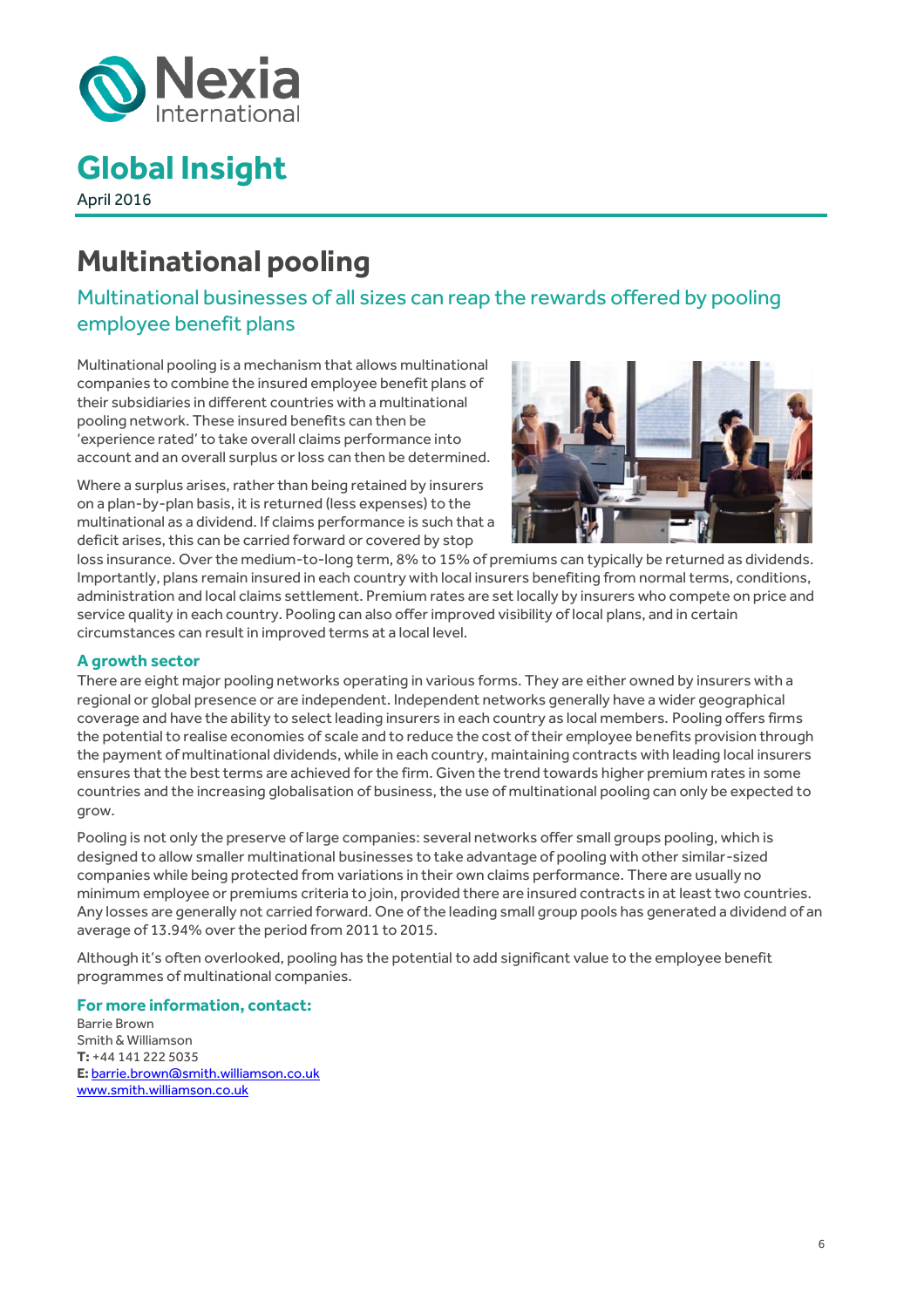# Global Insight

April 2016

## Multinational pooling

### Multinational businesses of all sizes can reap the rewards offered by pooling employee benefit plans

Multinational pooling is a mechanism that allows multinational companies to combine the insured employee benefit plans of their subsidiaries in different countries with a multinational pooling network. These insured benefits can then be 'experience rated' to take overall claims performance into account and an overall surplus or loss can then be determined.

Where a surplus arises, rather than being retained by insurers on a plan-by-plan basis, it is returned (less expenses) to the multinational as a dividend. If claims performance is such that a deficit arises, this can be carried forward or covered by stop loss insurance. Over the medium-to-long term, 8% to 15% of premiums can typically be returned as dividends. Importantly, plans remain insured in each country with local insurers benefiting from normal terms, conditions, administration and local claims settlement. Premium rates are set locally by insurers who compete on price and service quality in each country. Pooling can also offer improved visibility of local plans, and in certain circumstances can result in improved terms at a local level.

#### A growth sector

There are eight major pooling networks operating in various forms. They are either owned by insurers with a regional or global presence or are independent. Independent networks generally have a wider geographical coverage and have the ability to select leading insurers in each country as local members. Pooling offers firms the potential to realise economies of scale and to reduce the cost of their employee benefits provision through the payment of multinational dividends, while in each country, maintaining contracts with leading local insurers ensures that the best terms are achieved for the firm. Given the trend towards higher premium rates in some countries and the increasing globalisation of business, the use of multinational pooling can only be expected to grow.

Pooling is not only the preserve of large companies: several networks offer small groups pooling, which is designed to allow smaller multinational businesses to take advantage of pooling with other similar-sized companies while being protected from variations in their own claims performance. There are usually no minimum employee or premiums criteria to join, provided there are insured contracts in at least two countries. Any losses are generally not carried forward. One of the leading small group pools has generated a dividend of an average of 13.94% over the period from 2011 to 2015.

Although it's often overlooked, pooling has the potential to add significant value to the employee benefit programmes of multinational companies.

#### For more information, contact:

Barrie Brown
Smith & Williamson
**T:** +44 141 222 5035
**E:** barrie.brown@smith.williamson.co.uk
www.smith.williamson.co.uk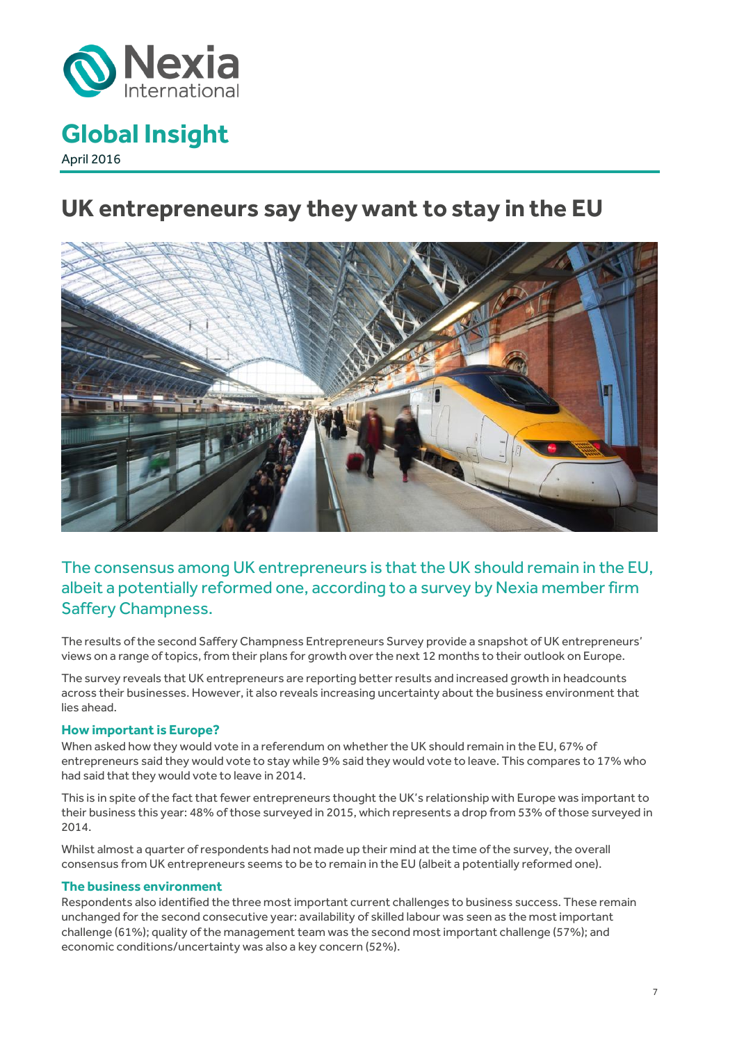Nexia International

# Global Insight

April 2016

## UK entrepreneurs say they want to stay in the EU

The consensus among UK entrepreneurs is that the UK should remain in the EU, albeit a potentially reformed one, according to a survey by Nexia member firm Saffery Champness.

The results of the second Saffery Champness Entrepreneurs Survey provide a snapshot of UK entrepreneurs' views on a range of topics, from their plans for growth over the next 12 months to their outlook on Europe.

The survey reveals that UK entrepreneurs are reporting better results and increased growth in headcounts across their businesses. However, it also reveals increasing uncertainty about the business environment that lies ahead.

### How important is Europe?

When asked how they would vote in a referendum on whether the UK should remain in the EU, 67% of entrepreneurs said they would vote to stay while 9% said they would vote to leave. This compares to 17% who had said that they would vote to leave in 2014.

This is in spite of the fact that fewer entrepreneurs thought the UK's relationship with Europe was important to their business this year: 48% of those surveyed in 2015, which represents a drop from 53% of those surveyed in 2014.

Whilst almost a quarter of respondents had not made up their mind at the time of the survey, the overall consensus from UK entrepreneurs seems to be to remain in the EU (albeit a potentially reformed one).

### The business environment

Respondents also identified the three most important current challenges to business success. These remain unchanged for the second consecutive year: availability of skilled labour was seen as the most important challenge (61%); quality of the management team was the second most important challenge (57%); and economic conditions/uncertainty was also a key concern (52%).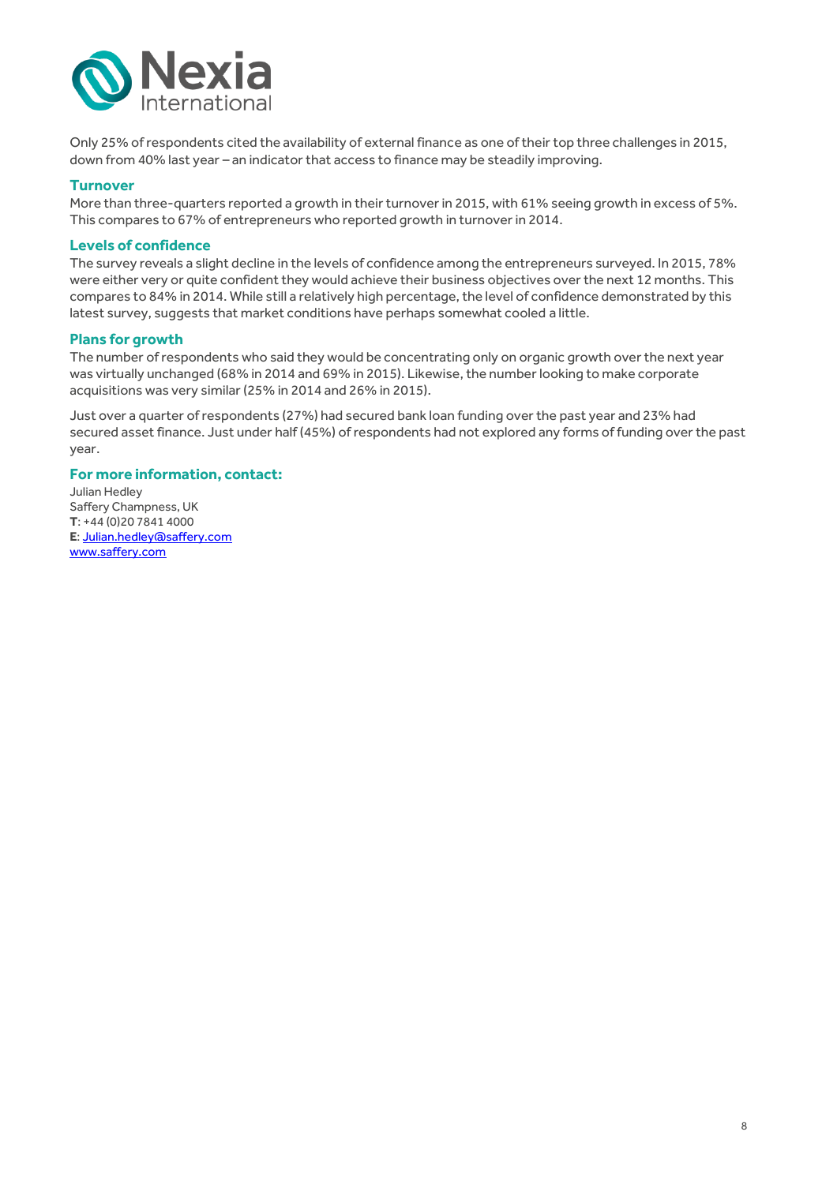Only 25% of respondents cited the availability of external finance as one of their top three challenges in 2015, down from 40% last year – an indicator that access to finance may be steadily improving.

## Turnover

More than three-quarters reported a growth in their turnover in 2015, with 61% seeing growth in excess of 5%. This compares to 67% of entrepreneurs who reported growth in turnover in 2014.

## Levels of confidence

The survey reveals a slight decline in the levels of confidence among the entrepreneurs surveyed. In 2015, 78% were either very or quite confident they would achieve their business objectives over the next 12 months. This compares to 84% in 2014. While still a relatively high percentage, the level of confidence demonstrated by this latest survey, suggests that market conditions have perhaps somewhat cooled a little.

## Plans for growth

The number of respondents who said they would be concentrating only on organic growth over the next year was virtually unchanged (68% in 2014 and 69% in 2015). Likewise, the number looking to make corporate acquisitions was very similar (25% in 2014 and 26% in 2015).

Just over a quarter of respondents (27%) had secured bank loan funding over the past year and 23% had secured asset finance. Just under half (45%) of respondents had not explored any forms of funding over the past year.

## For more information, contact:

Julian Hedley
Saffery Champness, UK
**T**: +44 (0)20 7841 4000
**E**: Julian.hedley@saffery.com
www.saffery.com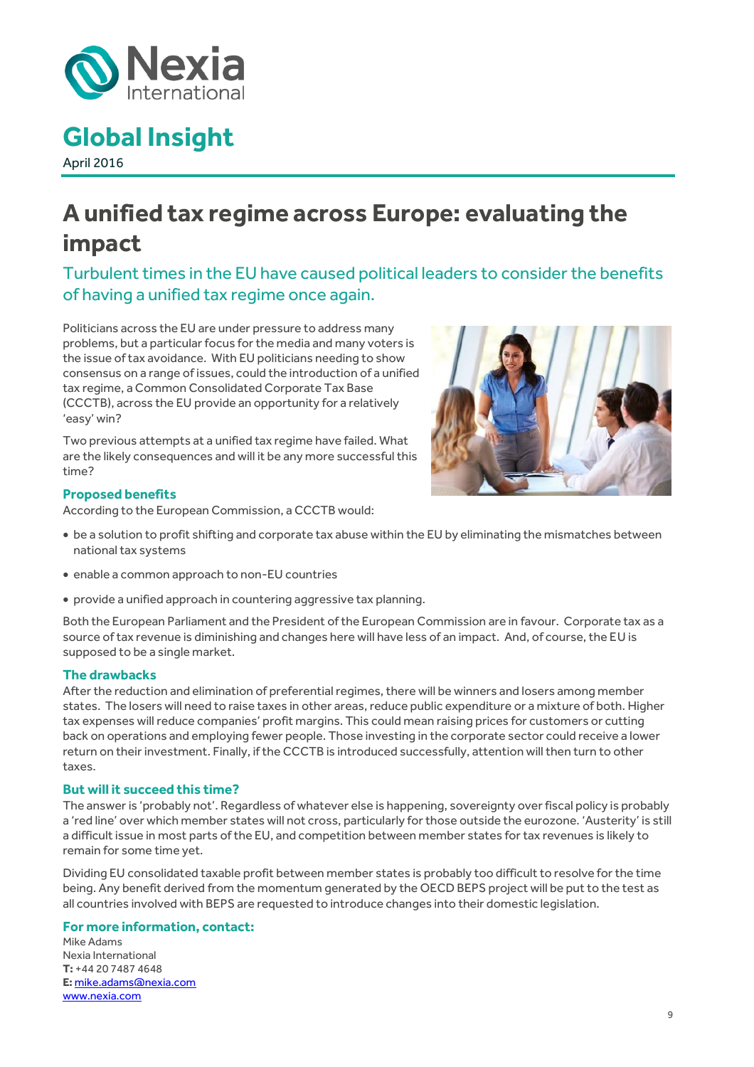# Global Insight

April 2016

## A unified tax regime across Europe: evaluating the impact

Turbulent times in the EU have caused political leaders to consider the benefits of having a unified tax regime once again.

Politicians across the EU are under pressure to address many problems, but a particular focus for the media and many voters is the issue of tax avoidance. With EU politicians needing to show consensus on a range of issues, could the introduction of a unified tax regime, a Common Consolidated Corporate Tax Base (CCCTB), across the EU provide an opportunity for a relatively 'easy' win?

Two previous attempts at a unified tax regime have failed. What are the likely consequences and will it be any more successful this time?

### Proposed benefits

According to the European Commission, a CCCTB would:

- be a solution to profit shifting and corporate tax abuse within the EU by eliminating the mismatches between national tax systems
- enable a common approach to non-EU countries
- provide a unified approach in countering aggressive tax planning.

Both the European Parliament and the President of the European Commission are in favour. Corporate tax as a source of tax revenue is diminishing and changes here will have less of an impact. And, of course, the EU is supposed to be a single market.

### The drawbacks

After the reduction and elimination of preferential regimes, there will be winners and losers among member states. The losers will need to raise taxes in other areas, reduce public expenditure or a mixture of both. Higher tax expenses will reduce companies' profit margins. This could mean raising prices for customers or cutting back on operations and employing fewer people. Those investing in the corporate sector could receive a lower return on their investment. Finally, if the CCCTB is introduced successfully, attention will then turn to other taxes.

### But will it succeed this time?

The answer is 'probably not'. Regardless of whatever else is happening, sovereignty over fiscal policy is probably a 'red line' over which member states will not cross, particularly for those outside the eurozone. 'Austerity' is still a difficult issue in most parts of the EU, and competition between member states for tax revenues is likely to remain for some time yet.

Dividing EU consolidated taxable profit between member states is probably too difficult to resolve for the time being. Any benefit derived from the momentum generated by the OECD BEPS project will be put to the test as all countries involved with BEPS are requested to introduce changes into their domestic legislation.

### For more information, contact:

Mike Adams
Nexia International
**T:** +44 20 7487 4648
**E:** mike.adams@nexia.com
www.nexia.com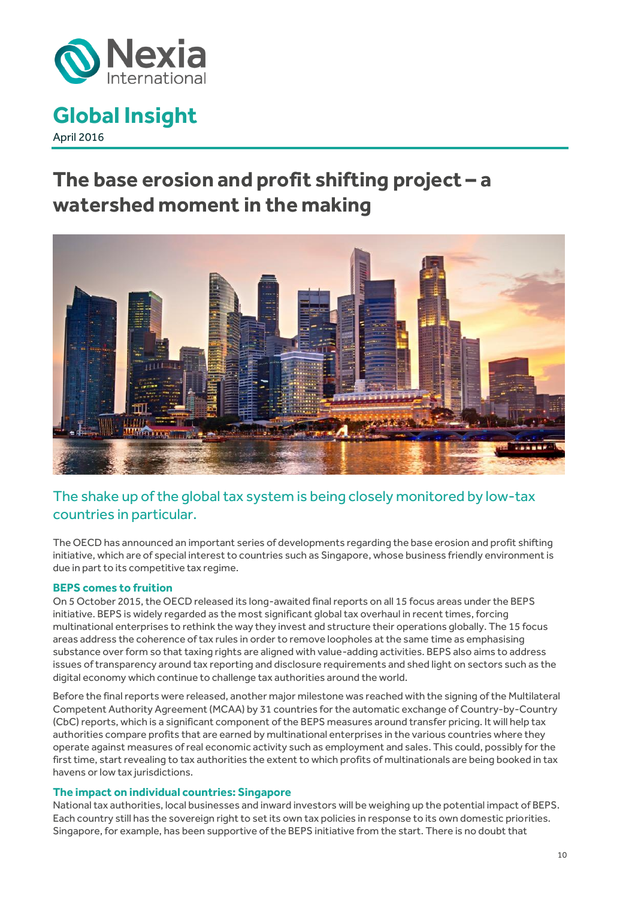Nexia International

# Global Insight

April 2016

## The base erosion and profit shifting project – a watershed moment in the making

### The shake up of the global tax system is being closely monitored by low-tax countries in particular.

The OECD has announced an important series of developments regarding the base erosion and profit shifting initiative, which are of special interest to countries such as Singapore, whose business friendly environment is due in part to its competitive tax regime.

**BEPS comes to fruition**

On 5 October 2015, the OECD released its long-awaited final reports on all 15 focus areas under the BEPS initiative. BEPS is widely regarded as the most significant global tax overhaul in recent times, forcing multinational enterprises to rethink the way they invest and structure their operations globally. The 15 focus areas address the coherence of tax rules in order to remove loopholes at the same time as emphasising substance over form so that taxing rights are aligned with value-adding activities. BEPS also aims to address issues of transparency around tax reporting and disclosure requirements and shed light on sectors such as the digital economy which continue to challenge tax authorities around the world.

Before the final reports were released, another major milestone was reached with the signing of the Multilateral Competent Authority Agreement (MCAA) by 31 countries for the automatic exchange of Country-by-Country (CbC) reports, which is a significant component of the BEPS measures around transfer pricing. It will help tax authorities compare profits that are earned by multinational enterprises in the various countries where they operate against measures of real economic activity such as employment and sales. This could, possibly for the first time, start revealing to tax authorities the extent to which profits of multinationals are being booked in tax havens or low tax jurisdictions.

**The impact on individual countries: Singapore**

National tax authorities, local businesses and inward investors will be weighing up the potential impact of BEPS. Each country still has the sovereign right to set its own tax policies in response to its own domestic priorities. Singapore, for example, has been supportive of the BEPS initiative from the start. There is no doubt that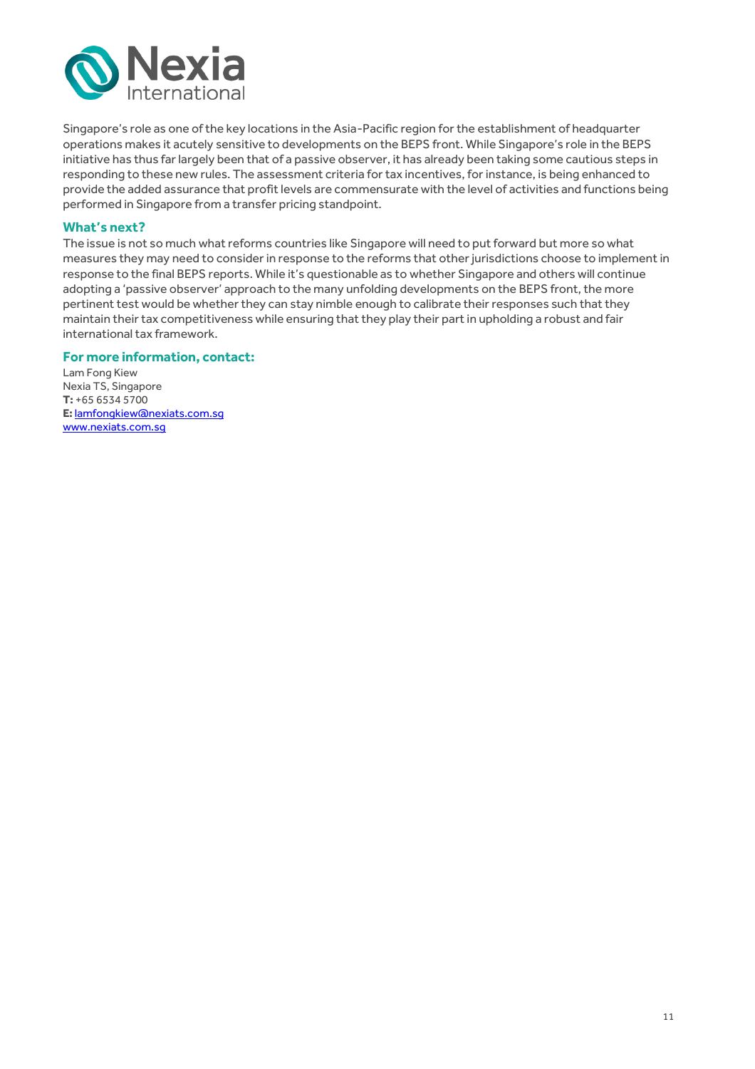Singapore's role as one of the key locations in the Asia-Pacific region for the establishment of headquarter operations makes it acutely sensitive to developments on the BEPS front. While Singapore's role in the BEPS initiative has thus far largely been that of a passive observer, it has already been taking some cautious steps in responding to these new rules. The assessment criteria for tax incentives, for instance, is being enhanced to provide the added assurance that profit levels are commensurate with the level of activities and functions being performed in Singapore from a transfer pricing standpoint.

### What's next?

The issue is not so much what reforms countries like Singapore will need to put forward but more so what measures they may need to consider in response to the reforms that other jurisdictions choose to implement in response to the final BEPS reports. While it's questionable as to whether Singapore and others will continue adopting a 'passive observer' approach to the many unfolding developments on the BEPS front, the more pertinent test would be whether they can stay nimble enough to calibrate their responses such that they maintain their tax competitiveness while ensuring that they play their part in upholding a robust and fair international tax framework.

### For more information, contact:

Lam Fong Kiew
Nexia TS, Singapore
**T:** +65 6534 5700
**E:** lamfongkiew@nexiats.com.sg
www.nexiats.com.sg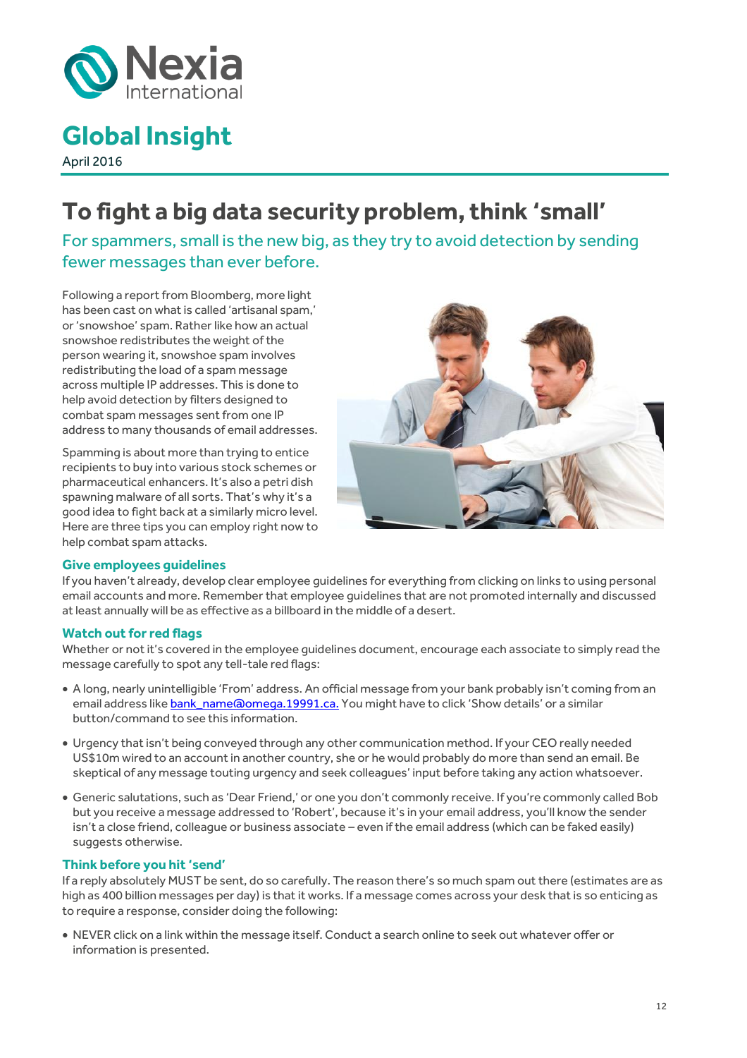Global Insight

April 2016

# To fight a big data security problem, think 'small'

## For spammers, small is the new big, as they try to avoid detection by sending fewer messages than ever before.

Following a report from Bloomberg, more light has been cast on what is called 'artisanal spam,' or 'snowshoe' spam. Rather like how an actual snowshoe redistributes the weight of the person wearing it, snowshoe spam involves redistributing the load of a spam message across multiple IP addresses. This is done to help avoid detection by filters designed to combat spam messages sent from one IP address to many thousands of email addresses.

Spamming is about more than trying to entice recipients to buy into various stock schemes or pharmaceutical enhancers. It's also a petri dish spawning malware of all sorts. That's why it's a good idea to fight back at a similarly micro level. Here are three tips you can employ right now to help combat spam attacks.

### Give employees guidelines

If you haven't already, develop clear employee guidelines for everything from clicking on links to using personal email accounts and more. Remember that employee guidelines that are not promoted internally and discussed at least annually will be as effective as a billboard in the middle of a desert.

### Watch out for red flags

Whether or not it's covered in the employee guidelines document, encourage each associate to simply read the message carefully to spot any tell-tale red flags:

- A long, nearly unintelligible 'From' address. An official message from your bank probably isn't coming from an email address like bank_name@omega.19991.ca. You might have to click 'Show details' or a similar button/command to see this information.
- Urgency that isn't being conveyed through any other communication method. If your CEO really needed US$10m wired to an account in another country, she or he would probably do more than send an email. Be skeptical of any message touting urgency and seek colleagues' input before taking any action whatsoever.
- Generic salutations, such as 'Dear Friend,' or one you don't commonly receive. If you're commonly called Bob but you receive a message addressed to 'Robert', because it's in your email address, you'll know the sender isn't a close friend, colleague or business associate – even if the email address (which can be faked easily) suggests otherwise.

### Think before you hit 'send'

If a reply absolutely MUST be sent, do so carefully. The reason there's so much spam out there (estimates are as high as 400 billion messages per day) is that it works. If a message comes across your desk that is so enticing as to require a response, consider doing the following:

- NEVER click on a link within the message itself. Conduct a search online to seek out whatever offer or information is presented.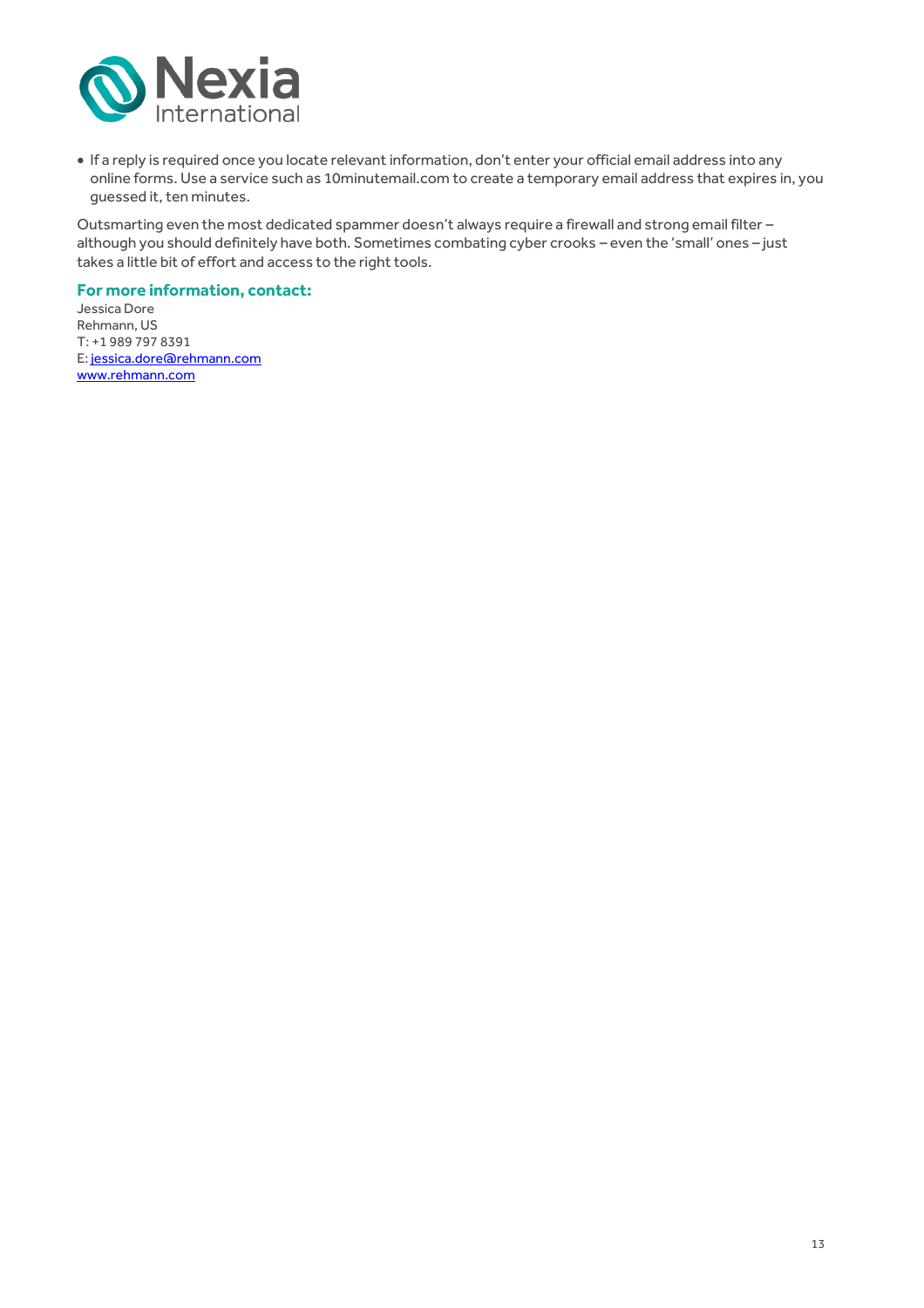- If a reply is required once you locate relevant information, don't enter your official email address into any online forms. Use a service such as 10minutemail.com to create a temporary email address that expires in, you guessed it, ten minutes.

Outsmarting even the most dedicated spammer doesn't always require a firewall and strong email filter – although you should definitely have both. Sometimes combating cyber crooks – even the 'small' ones – just takes a little bit of effort and access to the right tools.

**For more information, contact:**

Jessica Dore
Rehmann, US
T: +1 989 797 8391
E: jessica.dore@rehmann.com
www.rehmann.com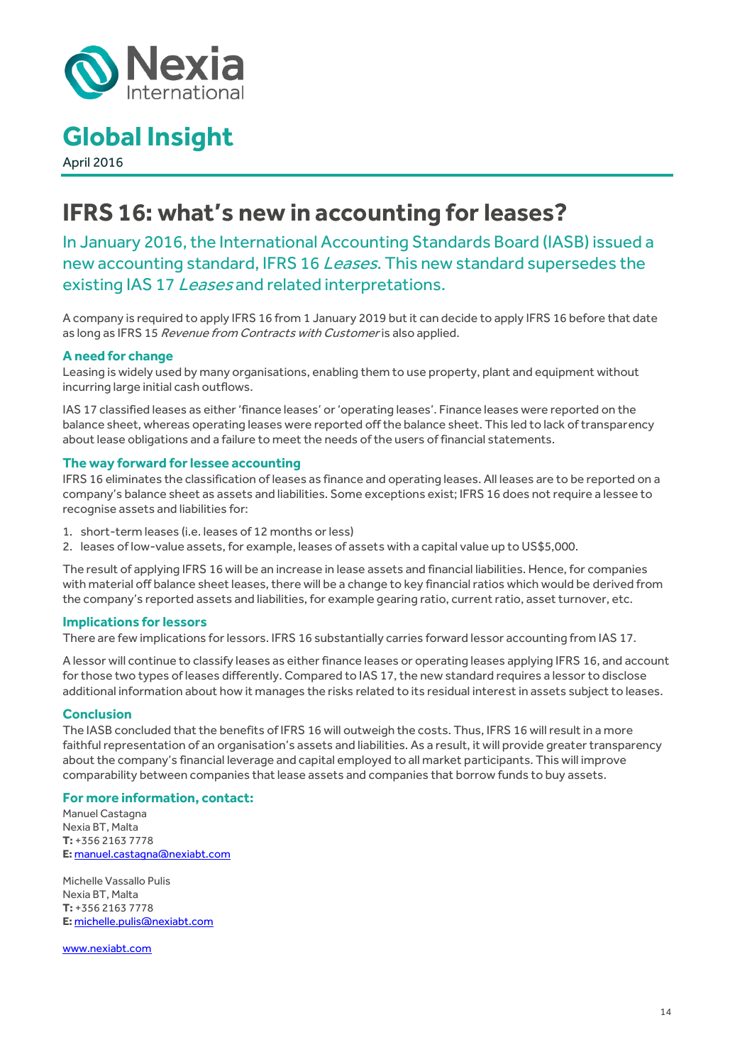Nexia International

# Global Insight

April 2016

## IFRS 16: what's new in accounting for leases?

In January 2016, the International Accounting Standards Board (IASB) issued a new accounting standard, IFRS 16 *Leases*. This new standard supersedes the existing IAS 17 *Leases* and related interpretations.

A company is required to apply IFRS 16 from 1 January 2019 but it can decide to apply IFRS 16 before that date as long as IFRS 15 *Revenue from Contracts with Customer* is also applied.

### A need for change

Leasing is widely used by many organisations, enabling them to use property, plant and equipment without incurring large initial cash outflows.

IAS 17 classified leases as either 'finance leases' or 'operating leases'. Finance leases were reported on the balance sheet, whereas operating leases were reported off the balance sheet. This led to lack of transparency about lease obligations and a failure to meet the needs of the users of financial statements.

### The way forward for lessee accounting

IFRS 16 eliminates the classification of leases as finance and operating leases. All leases are to be reported on a company's balance sheet as assets and liabilities. Some exceptions exist; IFRS 16 does not require a lessee to recognise assets and liabilities for:

1. short-term leases (i.e. leases of 12 months or less)
2. leases of low-value assets, for example, leases of assets with a capital value up to US$5,000.

The result of applying IFRS 16 will be an increase in lease assets and financial liabilities. Hence, for companies with material off balance sheet leases, there will be a change to key financial ratios which would be derived from the company's reported assets and liabilities, for example gearing ratio, current ratio, asset turnover, etc.

### Implications for lessors

There are few implications for lessors. IFRS 16 substantially carries forward lessor accounting from IAS 17.

A lessor will continue to classify leases as either finance leases or operating leases applying IFRS 16, and account for those two types of leases differently. Compared to IAS 17, the new standard requires a lessor to disclose additional information about how it manages the risks related to its residual interest in assets subject to leases.

### Conclusion

The IASB concluded that the benefits of IFRS 16 will outweigh the costs. Thus, IFRS 16 will result in a more faithful representation of an organisation's assets and liabilities. As a result, it will provide greater transparency about the company's financial leverage and capital employed to all market participants. This will improve comparability between companies that lease assets and companies that borrow funds to buy assets.

### For more information, contact:

Manuel Castagna
Nexia BT, Malta
**T:** +356 2163 7778
**E:** manuel.castagna@nexiabt.com

Michelle Vassallo Pulis
Nexia BT, Malta
**T:** +356 2163 7778
**E:** michelle.pulis@nexiabt.com

www.nexiabt.com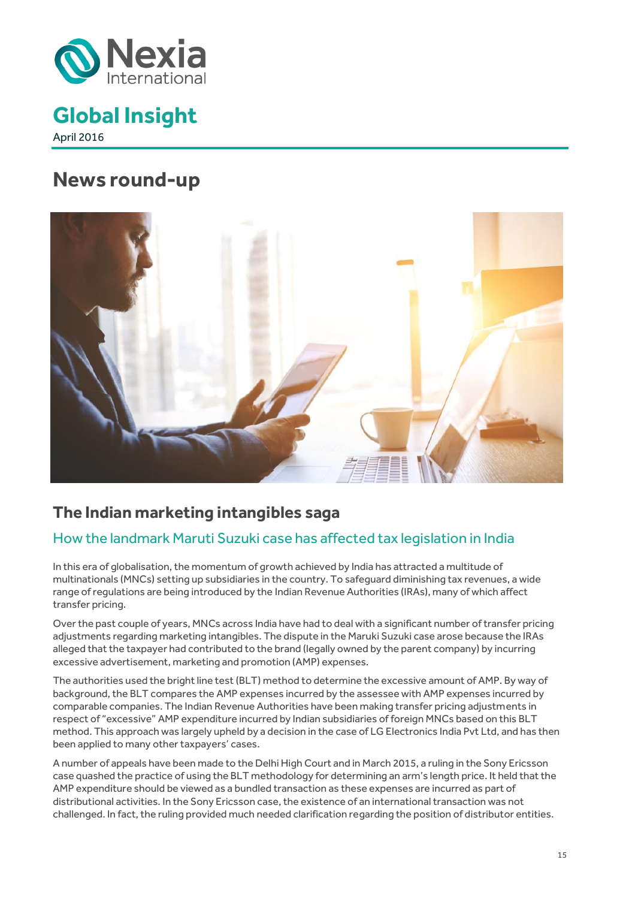# Global Insight

April 2016

## News round-up

### The Indian marketing intangibles saga

#### How the landmark Maruti Suzuki case has affected tax legislation in India

In this era of globalisation, the momentum of growth achieved by India has attracted a multitude of multinationals (MNCs) setting up subsidiaries in the country. To safeguard diminishing tax revenues, a wide range of regulations are being introduced by the Indian Revenue Authorities (IRAs), many of which affect transfer pricing.

Over the past couple of years, MNCs across India have had to deal with a significant number of transfer pricing adjustments regarding marketing intangibles. The dispute in the Maruki Suzuki case arose because the IRAs alleged that the taxpayer had contributed to the brand (legally owned by the parent company) by incurring excessive advertisement, marketing and promotion (AMP) expenses.

The authorities used the bright line test (BLT) method to determine the excessive amount of AMP. By way of background, the BLT compares the AMP expenses incurred by the assessee with AMP expenses incurred by comparable companies. The Indian Revenue Authorities have been making transfer pricing adjustments in respect of "excessive" AMP expenditure incurred by Indian subsidiaries of foreign MNCs based on this BLT method. This approach was largely upheld by a decision in the case of LG Electronics India Pvt Ltd, and has then been applied to many other taxpayers' cases.

A number of appeals have been made to the Delhi High Court and in March 2015, a ruling in the Sony Ericsson case quashed the practice of using the BLT methodology for determining an arm's length price. It held that the AMP expenditure should be viewed as a bundled transaction as these expenses are incurred as part of distributional activities. In the Sony Ericsson case, the existence of an international transaction was not challenged. In fact, the ruling provided much needed clarification regarding the position of distributor entities.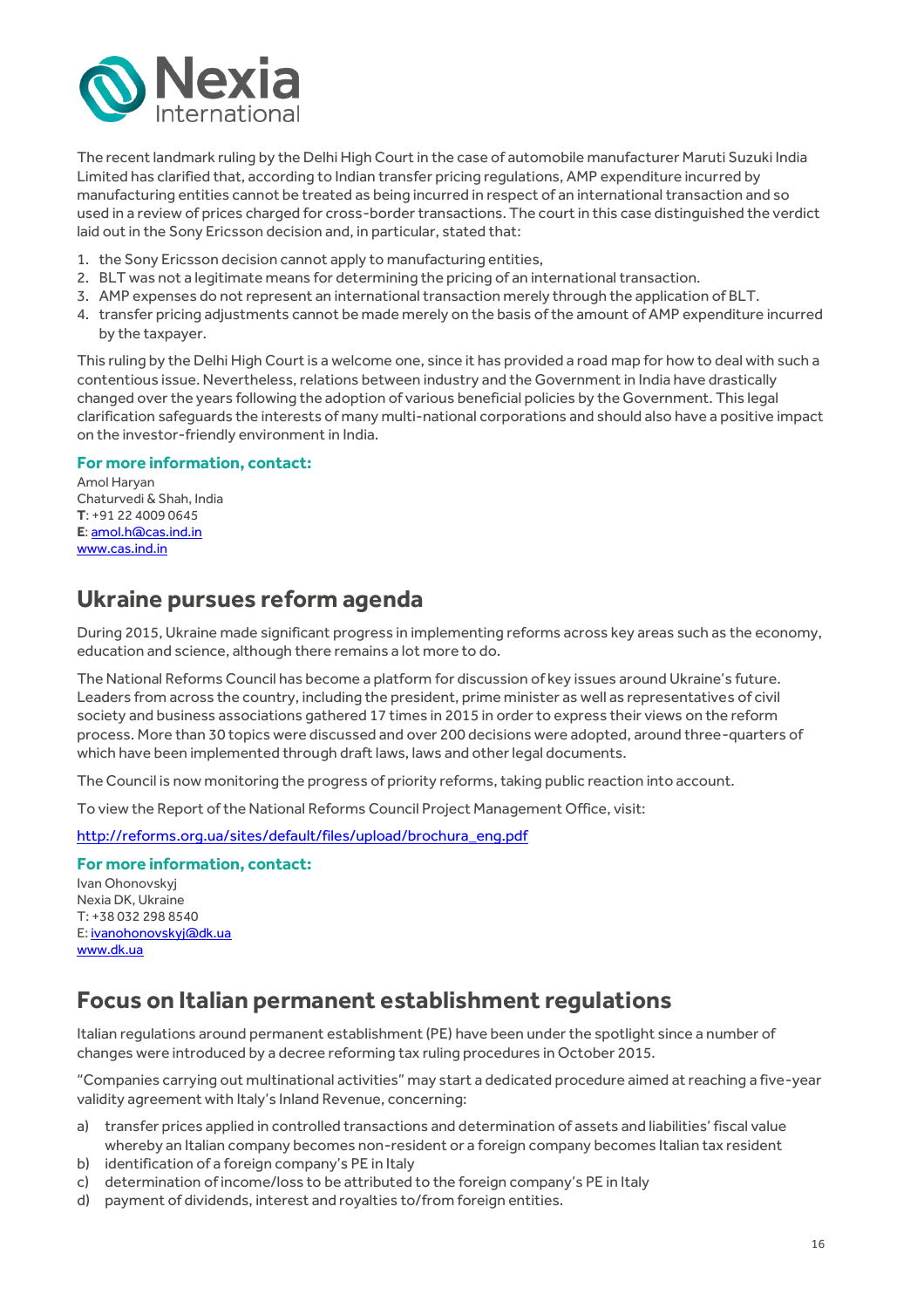The recent landmark ruling by the Delhi High Court in the case of automobile manufacturer Maruti Suzuki India Limited has clarified that, according to Indian transfer pricing regulations, AMP expenditure incurred by manufacturing entities cannot be treated as being incurred in respect of an international transaction and so used in a review of prices charged for cross-border transactions. The court in this case distinguished the verdict laid out in the Sony Ericsson decision and, in particular, stated that:

1. the Sony Ericsson decision cannot apply to manufacturing entities,
2. BLT was not a legitimate means for determining the pricing of an international transaction.
3. AMP expenses do not represent an international transaction merely through the application of BLT.
4. transfer pricing adjustments cannot be made merely on the basis of the amount of AMP expenditure incurred by the taxpayer.

This ruling by the Delhi High Court is a welcome one, since it has provided a road map for how to deal with such a contentious issue. Nevertheless, relations between industry and the Government in India have drastically changed over the years following the adoption of various beneficial policies by the Government. This legal clarification safeguards the interests of many multi-national corporations and should also have a positive impact on the investor-friendly environment in India.

### For more information, contact:

Amol Haryan
Chaturvedi & Shah, India
**T**: +91 22 4009 0645
**E**: amol.h@cas.ind.in
www.cas.ind.in

## Ukraine pursues reform agenda

During 2015, Ukraine made significant progress in implementing reforms across key areas such as the economy, education and science, although there remains a lot more to do.

The National Reforms Council has become a platform for discussion of key issues around Ukraine's future. Leaders from across the country, including the president, prime minister as well as representatives of civil society and business associations gathered 17 times in 2015 in order to express their views on the reform process. More than 30 topics were discussed and over 200 decisions were adopted, around three-quarters of which have been implemented through draft laws, laws and other legal documents.

The Council is now monitoring the progress of priority reforms, taking public reaction into account.

To view the Report of the National Reforms Council Project Management Office, visit:

http://reforms.org.ua/sites/default/files/upload/brochura_eng.pdf

### For more information, contact:

Ivan Ohonovskyj
Nexia DK, Ukraine
T: +38 032 298 8540
E: ivanohonovskyj@dk.ua
www.dk.ua

## Focus on Italian permanent establishment regulations

Italian regulations around permanent establishment (PE) have been under the spotlight since a number of changes were introduced by a decree reforming tax ruling procedures in October 2015.

"Companies carrying out multinational activities" may start a dedicated procedure aimed at reaching a five-year validity agreement with Italy's Inland Revenue, concerning:

a) transfer prices applied in controlled transactions and determination of assets and liabilities' fiscal value whereby an Italian company becomes non-resident or a foreign company becomes Italian tax resident
b) identification of a foreign company's PE in Italy
c) determination of income/loss to be attributed to the foreign company's PE in Italy
d) payment of dividends, interest and royalties to/from foreign entities.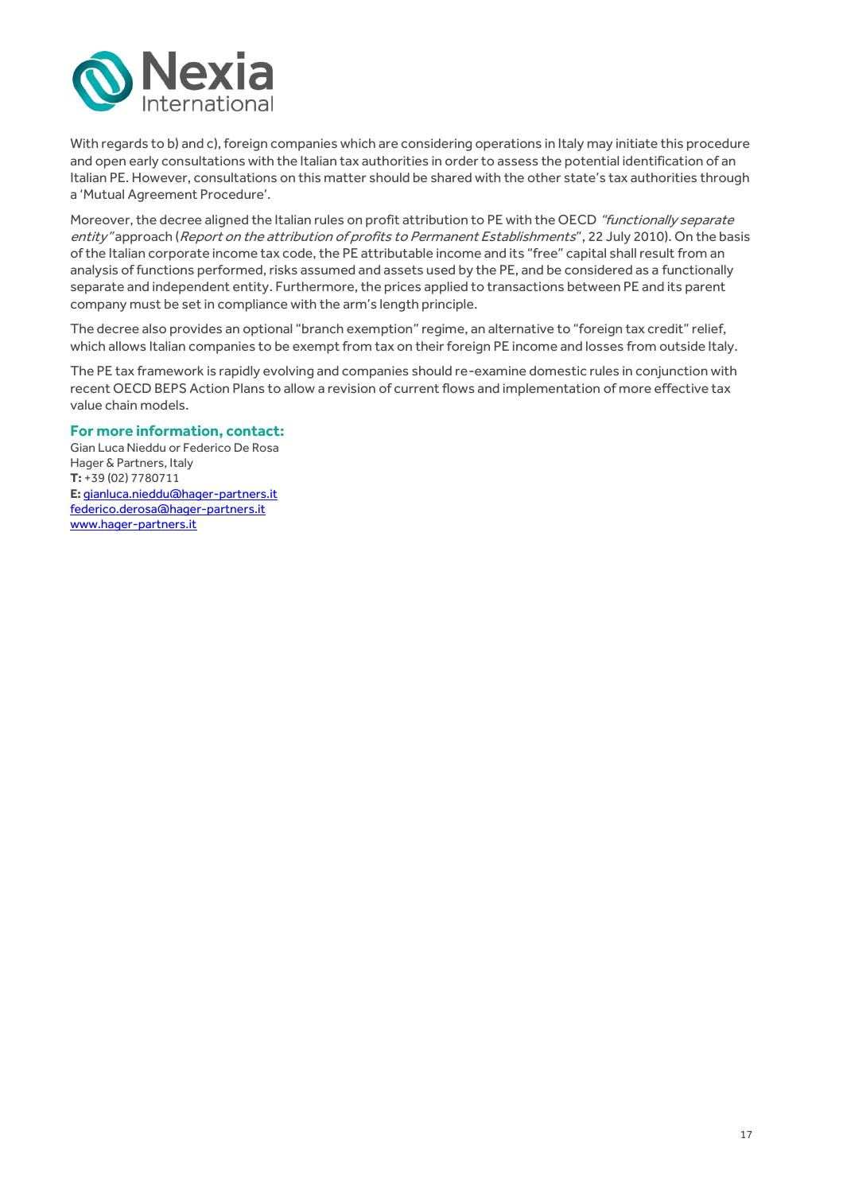With regards to b) and c), foreign companies which are considering operations in Italy may initiate this procedure and open early consultations with the Italian tax authorities in order to assess the potential identification of an Italian PE. However, consultations on this matter should be shared with the other state's tax authorities through a 'Mutual Agreement Procedure'.

Moreover, the decree aligned the Italian rules on profit attribution to PE with the OECD *"functionally separate entity"* approach (*Report on the attribution of profits to Permanent Establishments*", 22 July 2010). On the basis of the Italian corporate income tax code, the PE attributable income and its "free" capital shall result from an analysis of functions performed, risks assumed and assets used by the PE, and be considered as a functionally separate and independent entity. Furthermore, the prices applied to transactions between PE and its parent company must be set in compliance with the arm's length principle.

The decree also provides an optional "branch exemption" regime, an alternative to "foreign tax credit" relief, which allows Italian companies to be exempt from tax on their foreign PE income and losses from outside Italy.

The PE tax framework is rapidly evolving and companies should re-examine domestic rules in conjunction with recent OECD BEPS Action Plans to allow a revision of current flows and implementation of more effective tax value chain models.

### For more information, contact:

Gian Luca Nieddu or Federico De Rosa
Hager & Partners, Italy
**T:** +39 (02) 7780711
**E:** gianluca.nieddu@hager-partners.it
federico.derosa@hager-partners.it
www.hager-partners.it